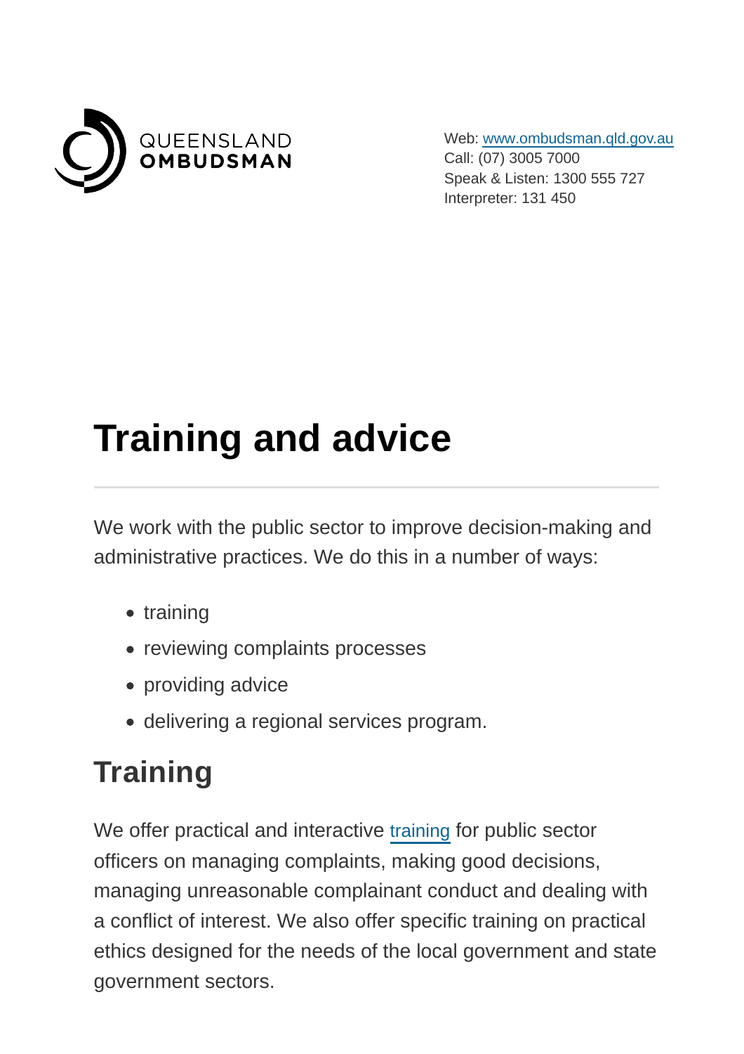QUEENSLAND
**OMBUDSMAN**

Web: [www.ombudsman.qld.gov.au](http://www.ombudsman.qld.gov.au)
Call: (07) 3005 7000
Speak & Listen: 1300 555 727
Interpreter: 131 450

# Training and advice

---

We work with the public sector to improve decision-making and administrative practices. We do this in a number of ways:

- training
- reviewing complaints processes
- providing advice
- delivering a regional services program.

## Training

We offer practical and interactive training for public sector officers on managing complaints, making good decisions, managing unreasonable complainant conduct and dealing with a conflict of interest. We also offer specific training on practical ethics designed for the needs of the local government and state government sectors.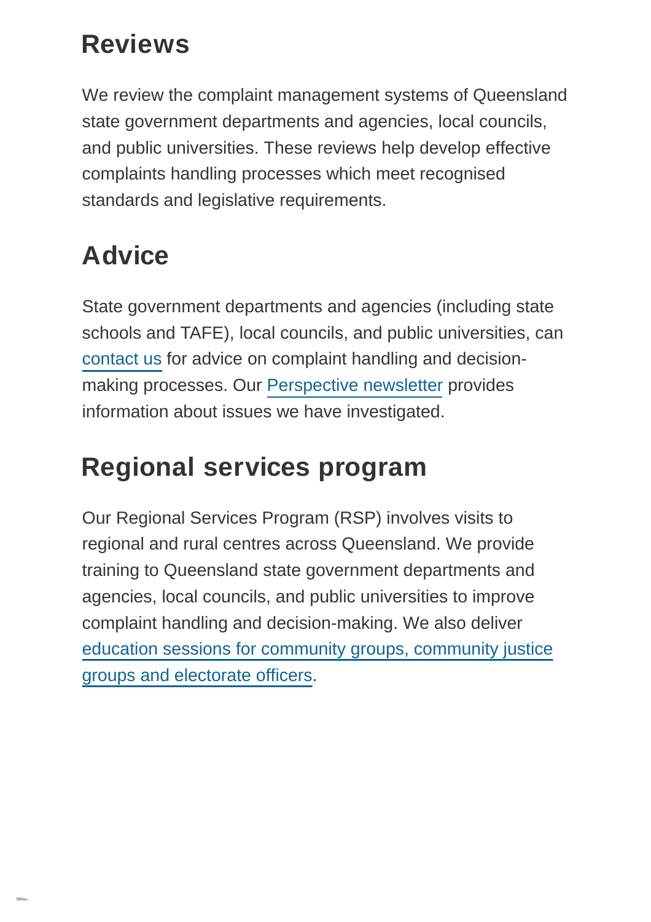## Reviews

We review the complaint management systems of Queensland state government departments and agencies, local councils, and public universities. These reviews help develop effective complaints handling processes which meet recognised standards and legislative requirements.

## Advice

State government departments and agencies (including state schools and TAFE), local councils, and public universities, can contact us for advice on complaint handling and decision-making processes. Our Perspective newsletter provides information about issues we have investigated.

## Regional services program

Our Regional Services Program (RSP) involves visits to regional and rural centres across Queensland. We provide training to Queensland state government departments and agencies, local councils, and public universities to improve complaint handling and decision-making. We also deliver education sessions for community groups, community justice groups and electorate officers.